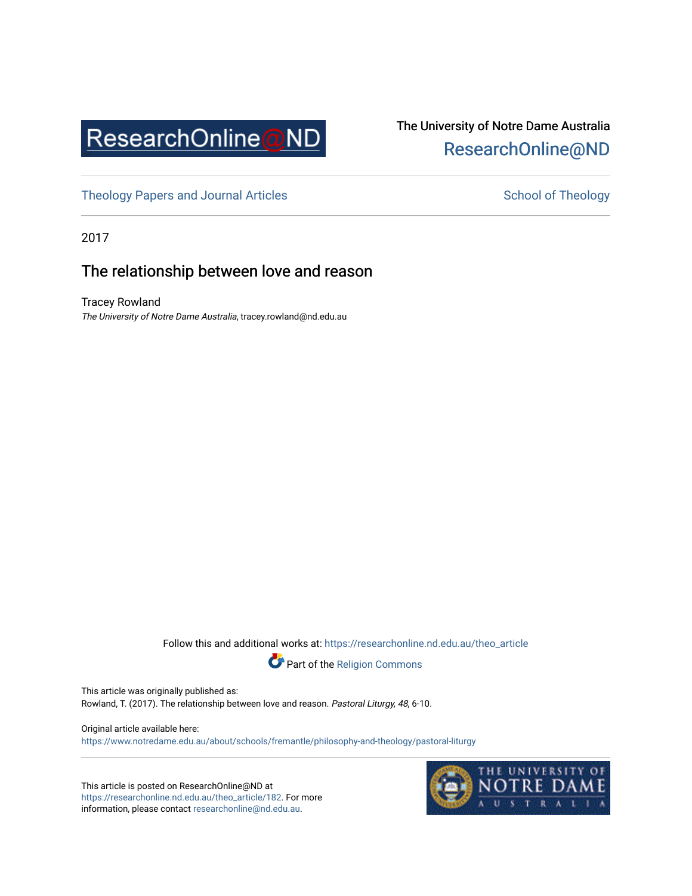ResearchOnline@ND

The University of Notre Dame Australia
ResearchOnline@ND

Theology Papers and Journal Articles — School of Theology

2017

# The relationship between love and reason

Tracey Rowland
*The University of Notre Dame Australia*, tracey.rowland@nd.edu.au

Follow this and additional works at: https://researchonline.nd.edu.au/theo_article

Part of the Religion Commons

This article was originally published as:
Rowland, T. (2017). The relationship between love and reason. *Pastoral Liturgy, 48*, 6-10.

Original article available here:
https://www.notredame.edu.au/about/schools/fremantle/philosophy-and-theology/pastoral-liturgy

This article is posted on ResearchOnline@ND at https://researchonline.nd.edu.au/theo_article/182. For more information, please contact researchonline@nd.edu.au.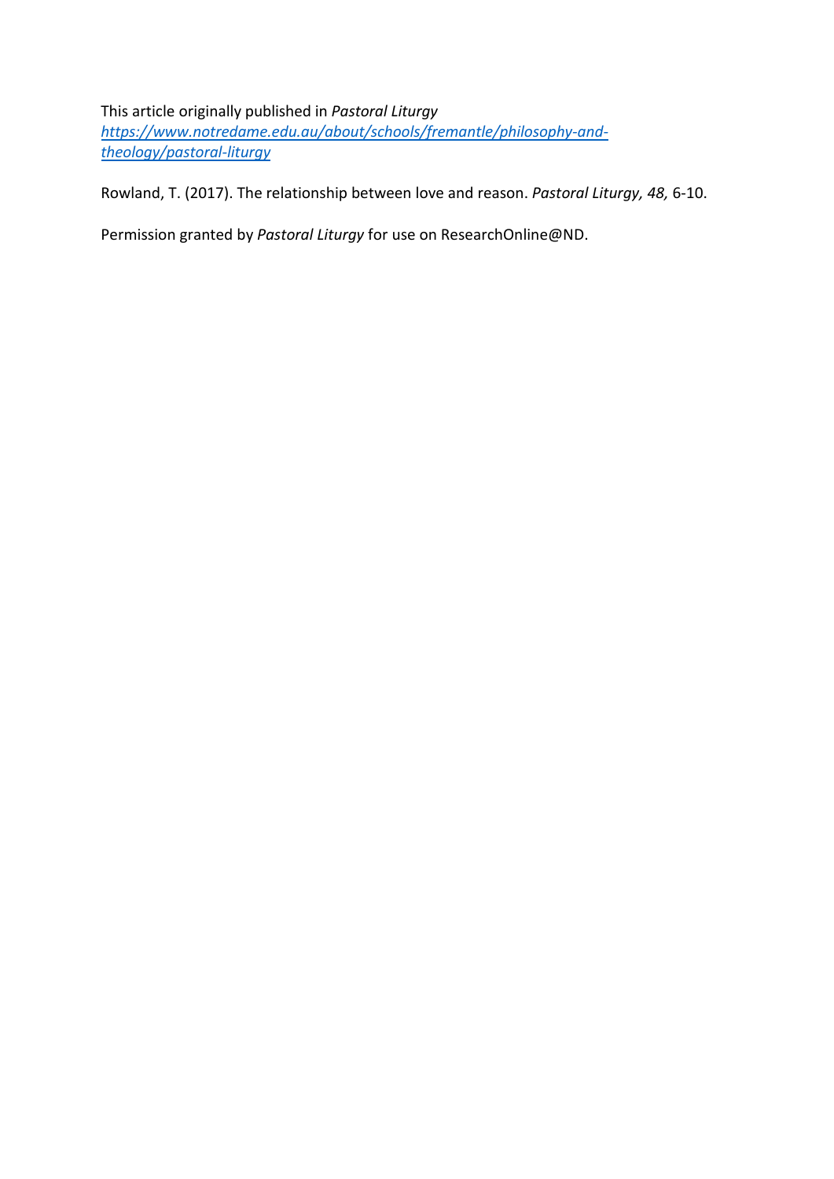This article originally published in *Pastoral Liturgy*
[https://www.notredame.edu.au/about/schools/fremantle/philosophy-and-theology/pastoral-liturgy](https://www.notredame.edu.au/about/schools/fremantle/philosophy-and-theology/pastoral-liturgy)

Rowland, T. (2017). The relationship between love and reason. *Pastoral Liturgy, 48,* 6-10.

Permission granted by *Pastoral Liturgy* for use on ResearchOnline@ND.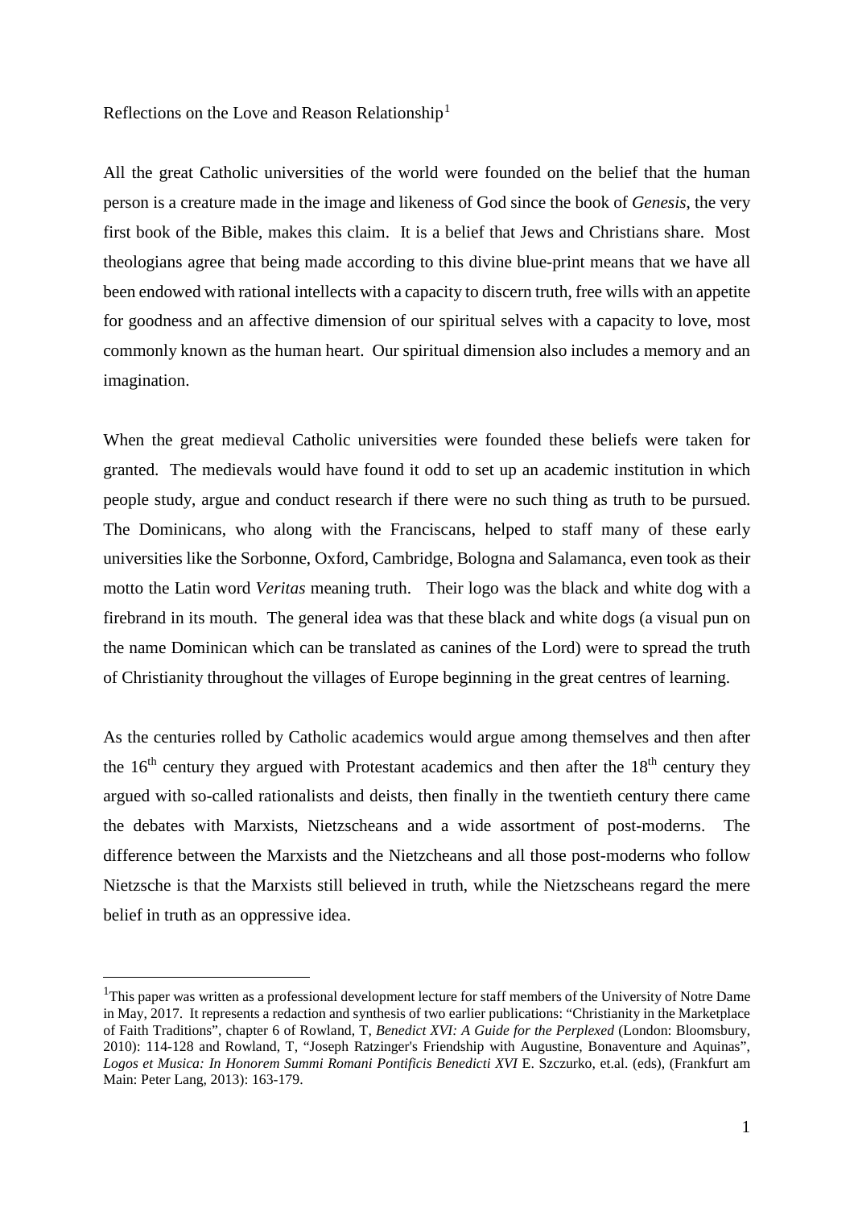Reflections on the Love and Reason Relationship[1]

All the great Catholic universities of the world were founded on the belief that the human person is a creature made in the image and likeness of God since the book of *Genesis*, the very first book of the Bible, makes this claim. It is a belief that Jews and Christians share. Most theologians agree that being made according to this divine blue-print means that we have all been endowed with rational intellects with a capacity to discern truth, free wills with an appetite for goodness and an affective dimension of our spiritual selves with a capacity to love, most commonly known as the human heart. Our spiritual dimension also includes a memory and an imagination.

When the great medieval Catholic universities were founded these beliefs were taken for granted. The medievals would have found it odd to set up an academic institution in which people study, argue and conduct research if there were no such thing as truth to be pursued. The Dominicans, who along with the Franciscans, helped to staff many of these early universities like the Sorbonne, Oxford, Cambridge, Bologna and Salamanca, even took as their motto the Latin word *Veritas* meaning truth. Their logo was the black and white dog with a firebrand in its mouth. The general idea was that these black and white dogs (a visual pun on the name Dominican which can be translated as canines of the Lord) were to spread the truth of Christianity throughout the villages of Europe beginning in the great centres of learning.

As the centuries rolled by Catholic academics would argue among themselves and then after the 16th century they argued with Protestant academics and then after the 18th century they argued with so-called rationalists and deists, then finally in the twentieth century there came the debates with Marxists, Nietzscheans and a wide assortment of post-moderns. The difference between the Marxists and the Nietzcheans and all those post-moderns who follow Nietzsche is that the Marxists still believed in truth, while the Nietzscheans regard the mere belief in truth as an oppressive idea.

---

[1] This paper was written as a professional development lecture for staff members of the University of Notre Dame in May, 2017. It represents a redaction and synthesis of two earlier publications: "Christianity in the Marketplace of Faith Traditions", chapter 6 of Rowland, T, *Benedict XVI: A Guide for the Perplexed* (London: Bloomsbury, 2010): 114-128 and Rowland, T, "Joseph Ratzinger's Friendship with Augustine, Bonaventure and Aquinas", *Logos et Musica: In Honorem Summi Romani Pontificis Benedicti XVI* E. Szczurko, et.al. (eds), (Frankfurt am Main: Peter Lang, 2013): 163-179.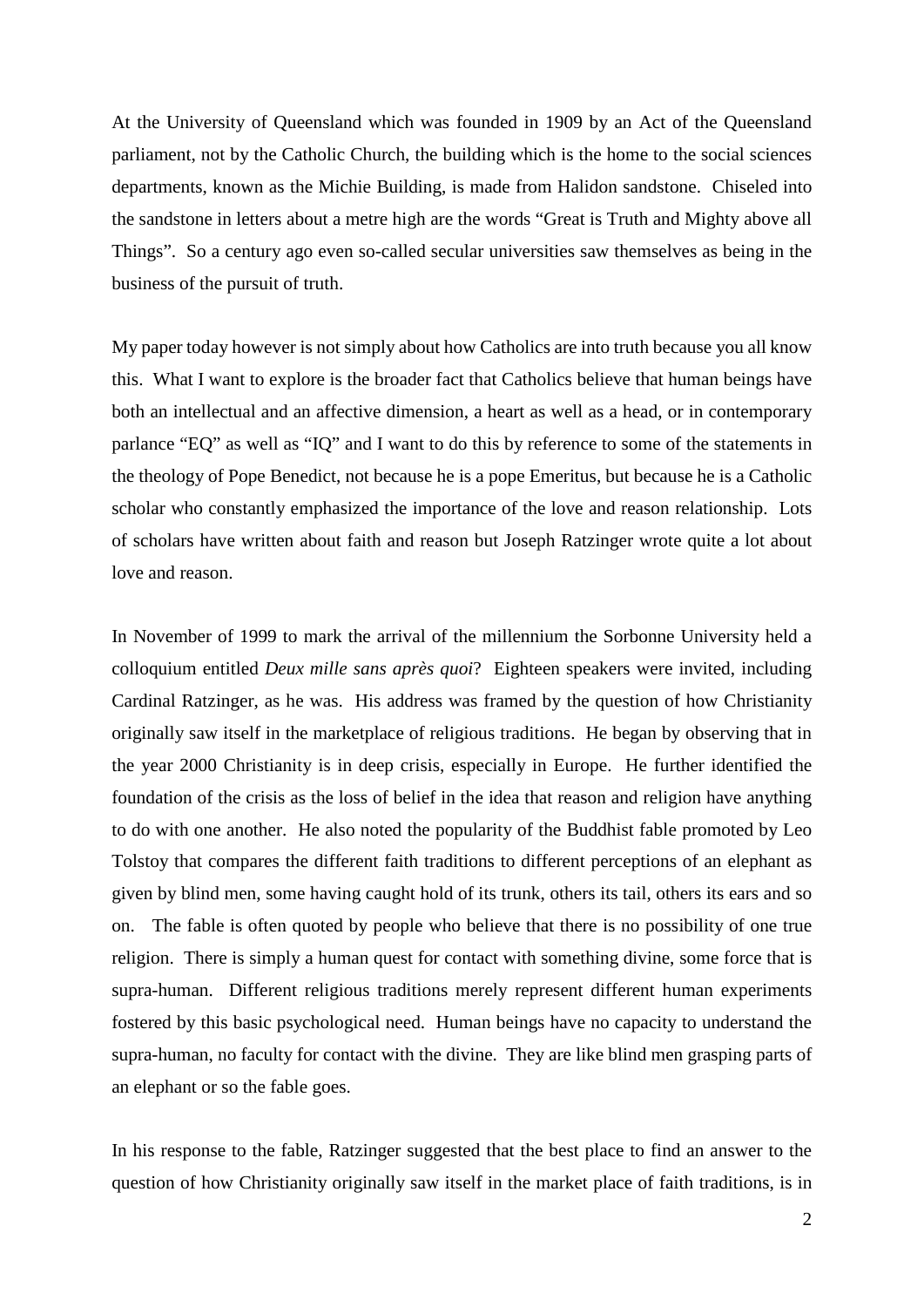At the University of Queensland which was founded in 1909 by an Act of the Queensland parliament, not by the Catholic Church, the building which is the home to the social sciences departments, known as the Michie Building, is made from Halidon sandstone. Chiseled into the sandstone in letters about a metre high are the words "Great is Truth and Mighty above all Things". So a century ago even so-called secular universities saw themselves as being in the business of the pursuit of truth.

My paper today however is not simply about how Catholics are into truth because you all know this. What I want to explore is the broader fact that Catholics believe that human beings have both an intellectual and an affective dimension, a heart as well as a head, or in contemporary parlance "EQ" as well as "IQ" and I want to do this by reference to some of the statements in the theology of Pope Benedict, not because he is a pope Emeritus, but because he is a Catholic scholar who constantly emphasized the importance of the love and reason relationship. Lots of scholars have written about faith and reason but Joseph Ratzinger wrote quite a lot about love and reason.

In November of 1999 to mark the arrival of the millennium the Sorbonne University held a colloquium entitled *Deux mille sans après quoi*? Eighteen speakers were invited, including Cardinal Ratzinger, as he was. His address was framed by the question of how Christianity originally saw itself in the marketplace of religious traditions. He began by observing that in the year 2000 Christianity is in deep crisis, especially in Europe. He further identified the foundation of the crisis as the loss of belief in the idea that reason and religion have anything to do with one another. He also noted the popularity of the Buddhist fable promoted by Leo Tolstoy that compares the different faith traditions to different perceptions of an elephant as given by blind men, some having caught hold of its trunk, others its tail, others its ears and so on. The fable is often quoted by people who believe that there is no possibility of one true religion. There is simply a human quest for contact with something divine, some force that is supra-human. Different religious traditions merely represent different human experiments fostered by this basic psychological need. Human beings have no capacity to understand the supra-human, no faculty for contact with the divine. They are like blind men grasping parts of an elephant or so the fable goes.

In his response to the fable, Ratzinger suggested that the best place to find an answer to the question of how Christianity originally saw itself in the market place of faith traditions, is in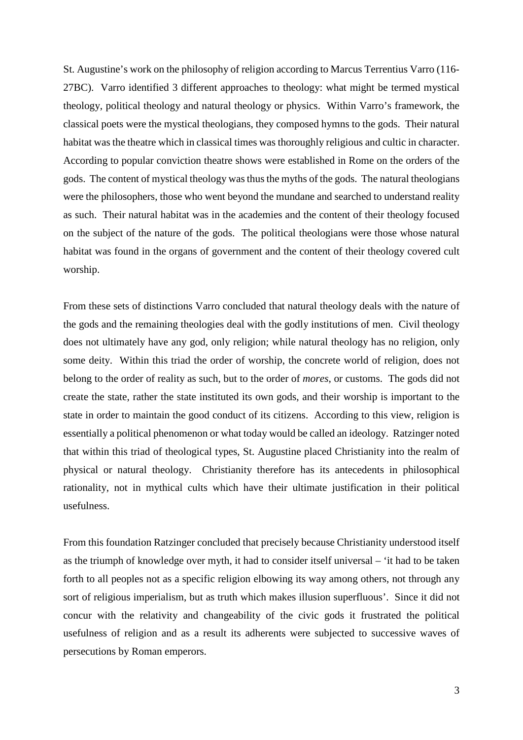St. Augustine's work on the philosophy of religion according to Marcus Terrentius Varro (116-27BC). Varro identified 3 different approaches to theology: what might be termed mystical theology, political theology and natural theology or physics. Within Varro's framework, the classical poets were the mystical theologians, they composed hymns to the gods. Their natural habitat was the theatre which in classical times was thoroughly religious and cultic in character. According to popular conviction theatre shows were established in Rome on the orders of the gods. The content of mystical theology was thus the myths of the gods. The natural theologians were the philosophers, those who went beyond the mundane and searched to understand reality as such. Their natural habitat was in the academies and the content of their theology focused on the subject of the nature of the gods. The political theologians were those whose natural habitat was found in the organs of government and the content of their theology covered cult worship.

From these sets of distinctions Varro concluded that natural theology deals with the nature of the gods and the remaining theologies deal with the godly institutions of men. Civil theology does not ultimately have any god, only religion; while natural theology has no religion, only some deity. Within this triad the order of worship, the concrete world of religion, does not belong to the order of reality as such, but to the order of *mores*, or customs. The gods did not create the state, rather the state instituted its own gods, and their worship is important to the state in order to maintain the good conduct of its citizens. According to this view, religion is essentially a political phenomenon or what today would be called an ideology. Ratzinger noted that within this triad of theological types, St. Augustine placed Christianity into the realm of physical or natural theology. Christianity therefore has its antecedents in philosophical rationality, not in mythical cults which have their ultimate justification in their political usefulness.

From this foundation Ratzinger concluded that precisely because Christianity understood itself as the triumph of knowledge over myth, it had to consider itself universal – 'it had to be taken forth to all peoples not as a specific religion elbowing its way among others, not through any sort of religious imperialism, but as truth which makes illusion superfluous'. Since it did not concur with the relativity and changeability of the civic gods it frustrated the political usefulness of religion and as a result its adherents were subjected to successive waves of persecutions by Roman emperors.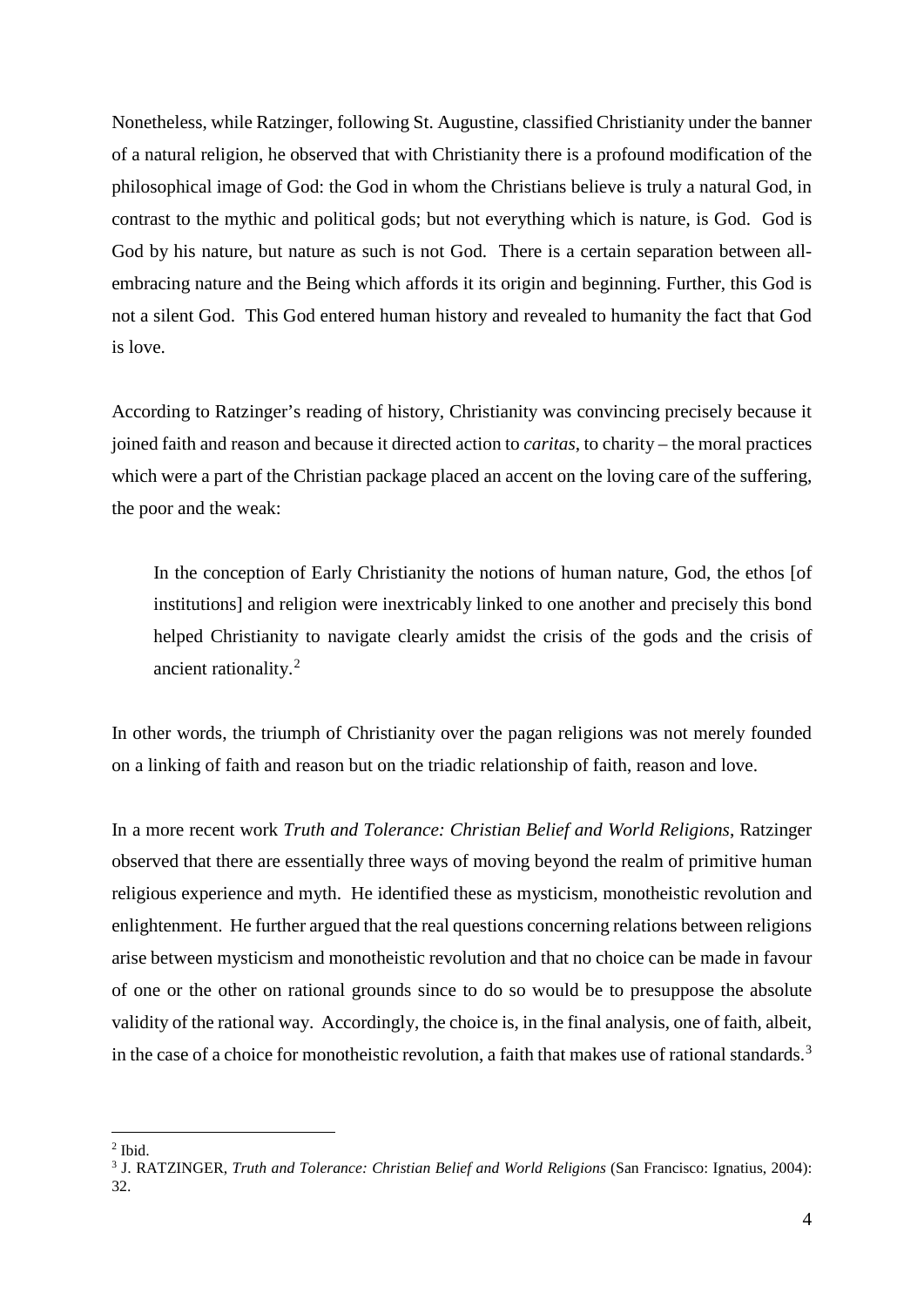Nonetheless, while Ratzinger, following St. Augustine, classified Christianity under the banner of a natural religion, he observed that with Christianity there is a profound modification of the philosophical image of God: the God in whom the Christians believe is truly a natural God, in contrast to the mythic and political gods; but not everything which is nature, is God. God is God by his nature, but nature as such is not God. There is a certain separation between all-embracing nature and the Being which affords it its origin and beginning. Further, this God is not a silent God. This God entered human history and revealed to humanity the fact that God is love.

According to Ratzinger's reading of history, Christianity was convincing precisely because it joined faith and reason and because it directed action to *caritas*, to charity – the moral practices which were a part of the Christian package placed an accent on the loving care of the suffering, the poor and the weak:

> In the conception of Early Christianity the notions of human nature, God, the ethos [of institutions] and religion were inextricably linked to one another and precisely this bond helped Christianity to navigate clearly amidst the crisis of the gods and the crisis of ancient rationality.[2]

In other words, the triumph of Christianity over the pagan religions was not merely founded on a linking of faith and reason but on the triadic relationship of faith, reason and love.

In a more recent work *Truth and Tolerance: Christian Belief and World Religions*, Ratzinger observed that there are essentially three ways of moving beyond the realm of primitive human religious experience and myth. He identified these as mysticism, monotheistic revolution and enlightenment. He further argued that the real questions concerning relations between religions arise between mysticism and monotheistic revolution and that no choice can be made in favour of one or the other on rational grounds since to do so would be to presuppose the absolute validity of the rational way. Accordingly, the choice is, in the final analysis, one of faith, albeit, in the case of a choice for monotheistic revolution, a faith that makes use of rational standards.[3]

---

[2] Ibid.

[3] J. RATZINGER, *Truth and Tolerance: Christian Belief and World Religions* (San Francisco: Ignatius, 2004): 32.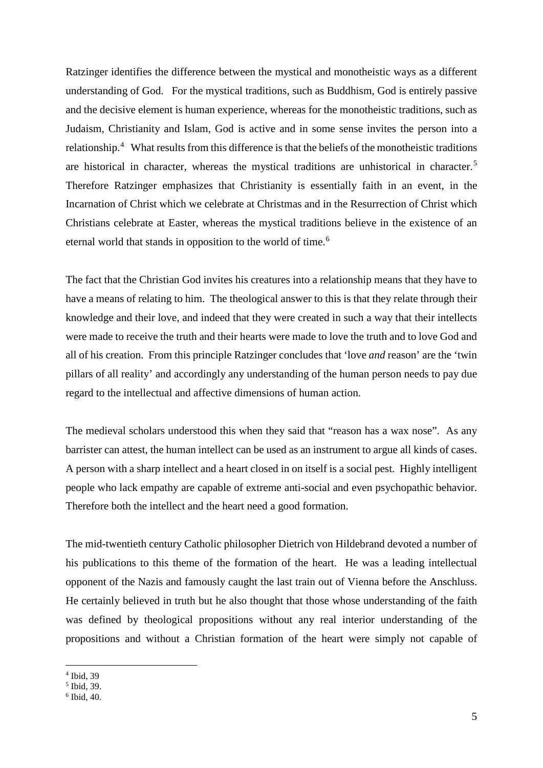Ratzinger identifies the difference between the mystical and monotheistic ways as a different understanding of God. For the mystical traditions, such as Buddhism, God is entirely passive and the decisive element is human experience, whereas for the monotheistic traditions, such as Judaism, Christianity and Islam, God is active and in some sense invites the person into a relationship.[4] What results from this difference is that the beliefs of the monotheistic traditions are historical in character, whereas the mystical traditions are unhistorical in character.[5] Therefore Ratzinger emphasizes that Christianity is essentially faith in an event, in the Incarnation of Christ which we celebrate at Christmas and in the Resurrection of Christ which Christians celebrate at Easter, whereas the mystical traditions believe in the existence of an eternal world that stands in opposition to the world of time.[6]

The fact that the Christian God invites his creatures into a relationship means that they have to have a means of relating to him. The theological answer to this is that they relate through their knowledge and their love, and indeed that they were created in such a way that their intellects were made to receive the truth and their hearts were made to love the truth and to love God and all of his creation. From this principle Ratzinger concludes that 'love *and* reason' are the 'twin pillars of all reality' and accordingly any understanding of the human person needs to pay due regard to the intellectual and affective dimensions of human action.

The medieval scholars understood this when they said that "reason has a wax nose". As any barrister can attest, the human intellect can be used as an instrument to argue all kinds of cases. A person with a sharp intellect and a heart closed in on itself is a social pest. Highly intelligent people who lack empathy are capable of extreme anti-social and even psychopathic behavior. Therefore both the intellect and the heart need a good formation.

The mid-twentieth century Catholic philosopher Dietrich von Hildebrand devoted a number of his publications to this theme of the formation of the heart. He was a leading intellectual opponent of the Nazis and famously caught the last train out of Vienna before the Anschluss. He certainly believed in truth but he also thought that those whose understanding of the faith was defined by theological propositions without any real interior understanding of the propositions and without a Christian formation of the heart were simply not capable of

---

[4] Ibid, 39

[5] Ibid, 39.

[6] Ibid, 40.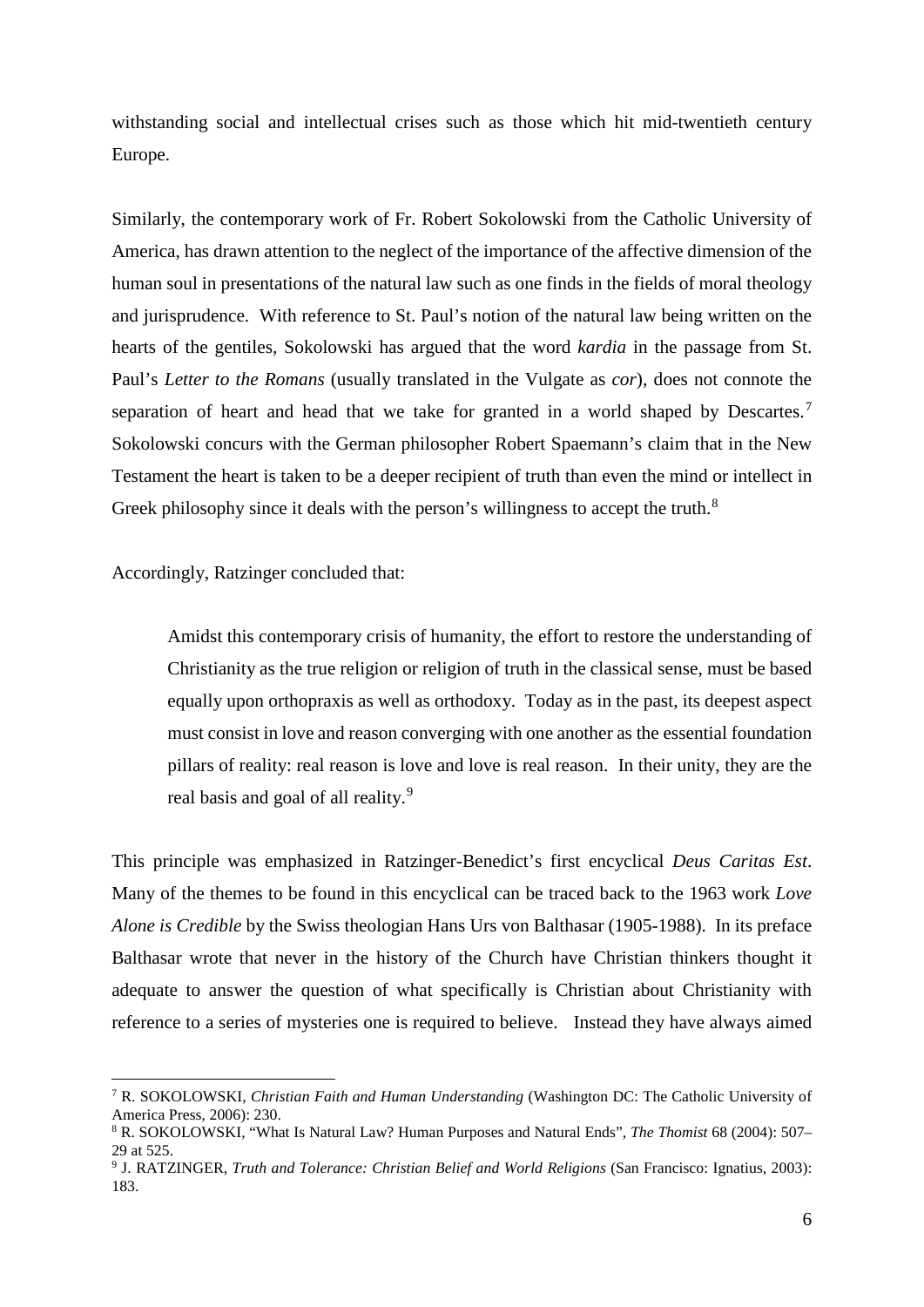withstanding social and intellectual crises such as those which hit mid-twentieth century Europe.

Similarly, the contemporary work of Fr. Robert Sokolowski from the Catholic University of America, has drawn attention to the neglect of the importance of the affective dimension of the human soul in presentations of the natural law such as one finds in the fields of moral theology and jurisprudence. With reference to St. Paul's notion of the natural law being written on the hearts of the gentiles, Sokolowski has argued that the word *kardia* in the passage from St. Paul's *Letter to the Romans* (usually translated in the Vulgate as *cor*), does not connote the separation of heart and head that we take for granted in a world shaped by Descartes.[7] Sokolowski concurs with the German philosopher Robert Spaemann's claim that in the New Testament the heart is taken to be a deeper recipient of truth than even the mind or intellect in Greek philosophy since it deals with the person's willingness to accept the truth.[8]

Accordingly, Ratzinger concluded that:

> Amidst this contemporary crisis of humanity, the effort to restore the understanding of Christianity as the true religion or religion of truth in the classical sense, must be based equally upon orthopraxis as well as orthodoxy. Today as in the past, its deepest aspect must consist in love and reason converging with one another as the essential foundation pillars of reality: real reason is love and love is real reason. In their unity, they are the real basis and goal of all reality.[9]

This principle was emphasized in Ratzinger-Benedict's first encyclical *Deus Caritas Est*. Many of the themes to be found in this encyclical can be traced back to the 1963 work *Love Alone is Credible* by the Swiss theologian Hans Urs von Balthasar (1905-1988). In its preface Balthasar wrote that never in the history of the Church have Christian thinkers thought it adequate to answer the question of what specifically is Christian about Christianity with reference to a series of mysteries one is required to believe. Instead they have always aimed

---

[7] R. SOKOLOWSKI, *Christian Faith and Human Understanding* (Washington DC: The Catholic University of America Press, 2006): 230.

[8] R. SOKOLOWSKI, "What Is Natural Law? Human Purposes and Natural Ends", *The Thomist* 68 (2004): 507–29 at 525.

[9] J. RATZINGER, *Truth and Tolerance: Christian Belief and World Religions* (San Francisco: Ignatius, 2003): 183.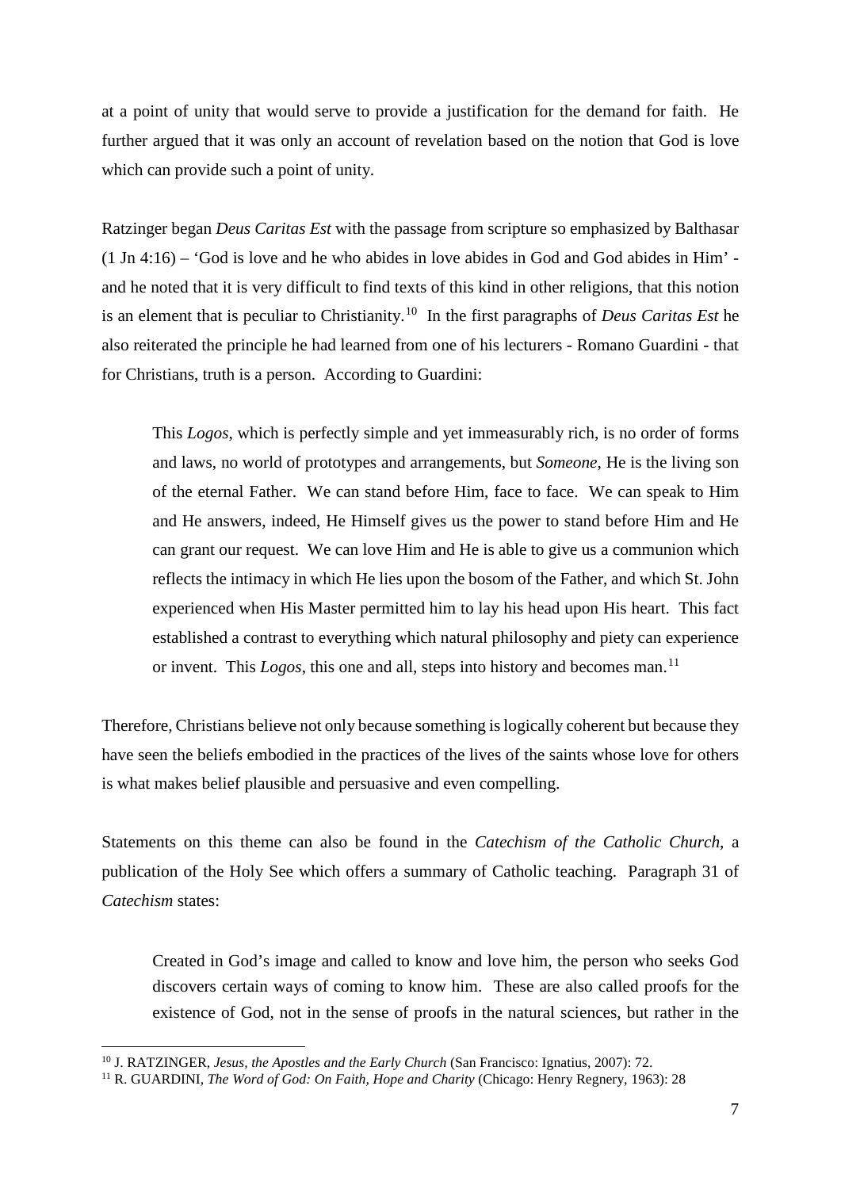at a point of unity that would serve to provide a justification for the demand for faith. He further argued that it was only an account of revelation based on the notion that God is love which can provide such a point of unity.

Ratzinger began *Deus Caritas Est* with the passage from scripture so emphasized by Balthasar (1 Jn 4:16) – 'God is love and he who abides in love abides in God and God abides in Him' - and he noted that it is very difficult to find texts of this kind in other religions, that this notion is an element that is peculiar to Christianity.[10] In the first paragraphs of *Deus Caritas Est* he also reiterated the principle he had learned from one of his lecturers - Romano Guardini - that for Christians, truth is a person. According to Guardini:

> This *Logos*, which is perfectly simple and yet immeasurably rich, is no order of forms and laws, no world of prototypes and arrangements, but *Someone*, He is the living son of the eternal Father. We can stand before Him, face to face. We can speak to Him and He answers, indeed, He Himself gives us the power to stand before Him and He can grant our request. We can love Him and He is able to give us a communion which reflects the intimacy in which He lies upon the bosom of the Father, and which St. John experienced when His Master permitted him to lay his head upon His heart. This fact established a contrast to everything which natural philosophy and piety can experience or invent. This *Logos*, this one and all, steps into history and becomes man.[11]

Therefore, Christians believe not only because something is logically coherent but because they have seen the beliefs embodied in the practices of the lives of the saints whose love for others is what makes belief plausible and persuasive and even compelling.

Statements on this theme can also be found in the *Catechism of the Catholic Church*, a publication of the Holy See which offers a summary of Catholic teaching. Paragraph 31 of *Catechism* states:

> Created in God's image and called to know and love him, the person who seeks God discovers certain ways of coming to know him. These are also called proofs for the existence of God, not in the sense of proofs in the natural sciences, but rather in the

---

[10] J. RATZINGER, *Jesus, the Apostles and the Early Church* (San Francisco: Ignatius, 2007): 72.

[11] R. GUARDINI, *The Word of God: On Faith, Hope and Charity* (Chicago: Henry Regnery, 1963): 28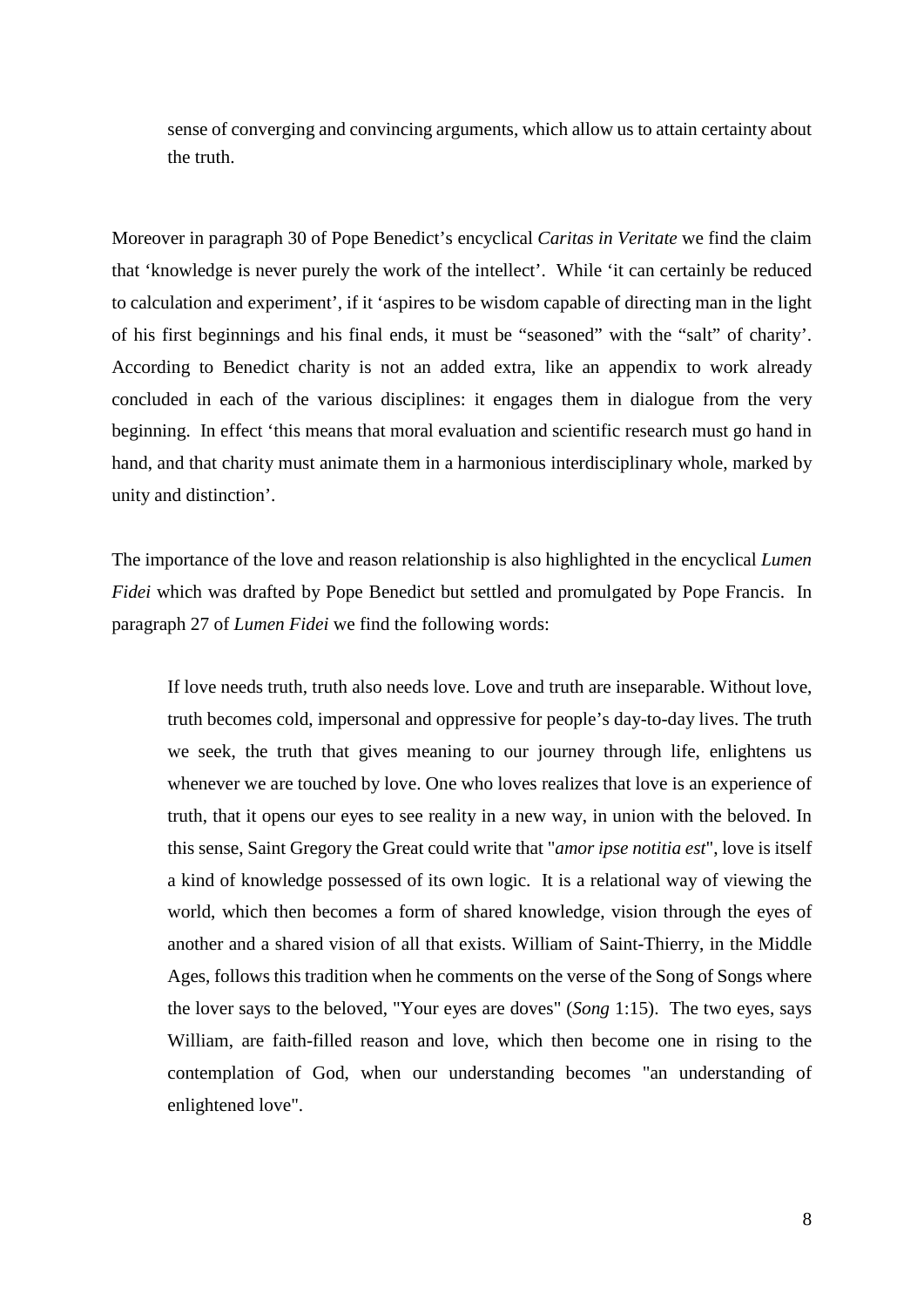> sense of converging and convincing arguments, which allow us to attain certainty about the truth.

Moreover in paragraph 30 of Pope Benedict's encyclical *Caritas in Veritate* we find the claim that 'knowledge is never purely the work of the intellect'. While 'it can certainly be reduced to calculation and experiment', if it 'aspires to be wisdom capable of directing man in the light of his first beginnings and his final ends, it must be "seasoned" with the "salt" of charity'. According to Benedict charity is not an added extra, like an appendix to work already concluded in each of the various disciplines: it engages them in dialogue from the very beginning. In effect 'this means that moral evaluation and scientific research must go hand in hand, and that charity must animate them in a harmonious interdisciplinary whole, marked by unity and distinction'.

The importance of the love and reason relationship is also highlighted in the encyclical *Lumen Fidei* which was drafted by Pope Benedict but settled and promulgated by Pope Francis. In paragraph 27 of *Lumen Fidei* we find the following words:

> If love needs truth, truth also needs love. Love and truth are inseparable. Without love, truth becomes cold, impersonal and oppressive for people's day-to-day lives. The truth we seek, the truth that gives meaning to our journey through life, enlightens us whenever we are touched by love. One who loves realizes that love is an experience of truth, that it opens our eyes to see reality in a new way, in union with the beloved. In this sense, Saint Gregory the Great could write that "*amor ipse notitia est*", love is itself a kind of knowledge possessed of its own logic. It is a relational way of viewing the world, which then becomes a form of shared knowledge, vision through the eyes of another and a shared vision of all that exists. William of Saint-Thierry, in the Middle Ages, follows this tradition when he comments on the verse of the Song of Songs where the lover says to the beloved, "Your eyes are doves" (*Song* 1:15). The two eyes, says William, are faith-filled reason and love, which then become one in rising to the contemplation of God, when our understanding becomes "an understanding of enlightened love".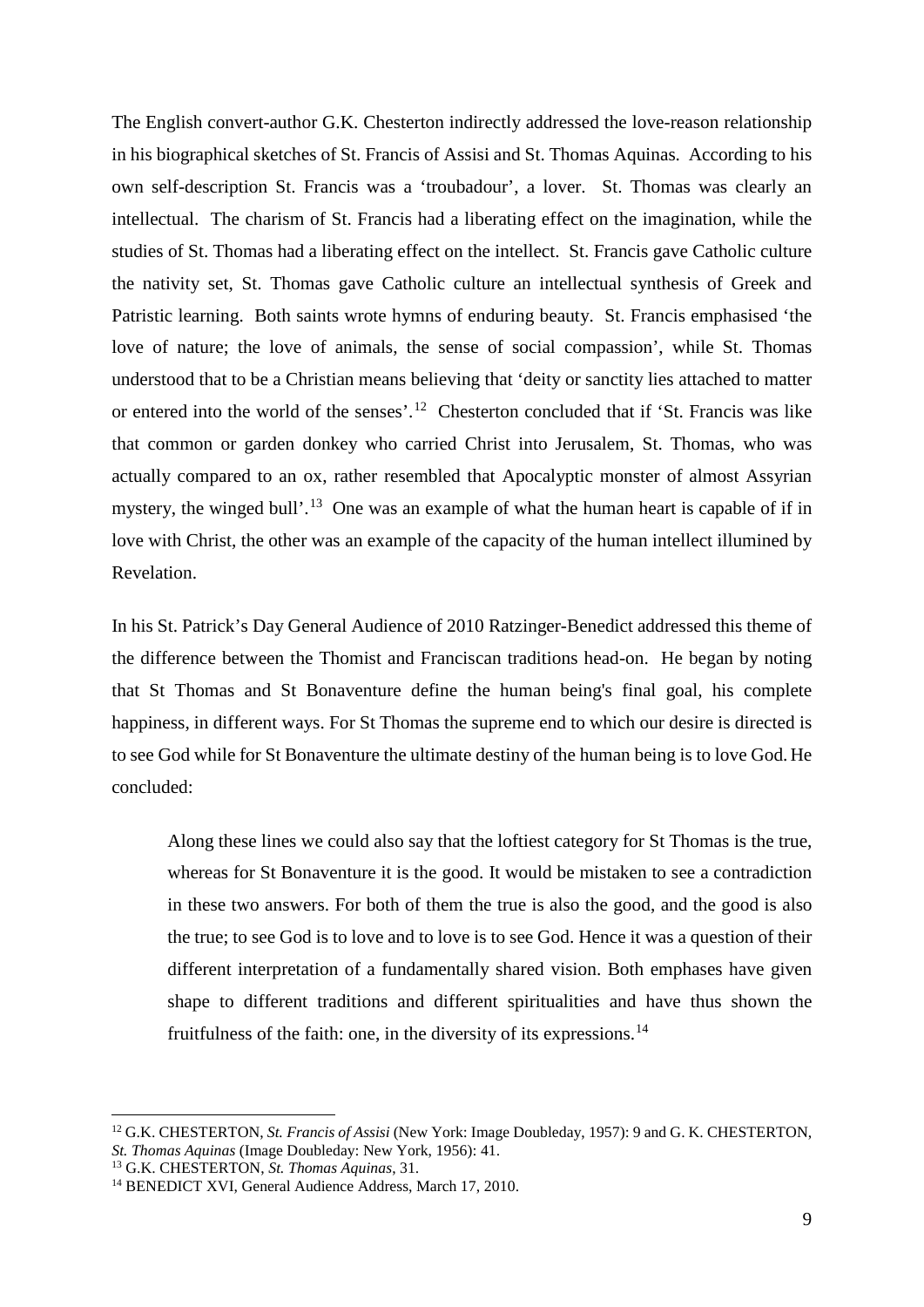The English convert-author G.K. Chesterton indirectly addressed the love-reason relationship in his biographical sketches of St. Francis of Assisi and St. Thomas Aquinas. According to his own self-description St. Francis was a 'troubadour', a lover. St. Thomas was clearly an intellectual. The charism of St. Francis had a liberating effect on the imagination, while the studies of St. Thomas had a liberating effect on the intellect. St. Francis gave Catholic culture the nativity set, St. Thomas gave Catholic culture an intellectual synthesis of Greek and Patristic learning. Both saints wrote hymns of enduring beauty. St. Francis emphasised 'the love of nature; the love of animals, the sense of social compassion', while St. Thomas understood that to be a Christian means believing that 'deity or sanctity lies attached to matter or entered into the world of the senses'.[12] Chesterton concluded that if 'St. Francis was like that common or garden donkey who carried Christ into Jerusalem, St. Thomas, who was actually compared to an ox, rather resembled that Apocalyptic monster of almost Assyrian mystery, the winged bull'.[13] One was an example of what the human heart is capable of if in love with Christ, the other was an example of the capacity of the human intellect illumined by Revelation.

In his St. Patrick's Day General Audience of 2010 Ratzinger-Benedict addressed this theme of the difference between the Thomist and Franciscan traditions head-on. He began by noting that St Thomas and St Bonaventure define the human being's final goal, his complete happiness, in different ways. For St Thomas the supreme end to which our desire is directed is to see God while for St Bonaventure the ultimate destiny of the human being is to love God. He concluded:

> Along these lines we could also say that the loftiest category for St Thomas is the true, whereas for St Bonaventure it is the good. It would be mistaken to see a contradiction in these two answers. For both of them the true is also the good, and the good is also the true; to see God is to love and to love is to see God. Hence it was a question of their different interpretation of a fundamentally shared vision. Both emphases have given shape to different traditions and different spiritualities and have thus shown the fruitfulness of the faith: one, in the diversity of its expressions.[14]

---

[12] G.K. CHESTERTON, *St. Francis of Assisi* (New York: Image Doubleday, 1957): 9 and G. K. CHESTERTON, *St. Thomas Aquinas* (Image Doubleday: New York, 1956): 41.

[13] G.K. CHESTERTON, *St. Thomas Aquinas*, 31.

[14] BENEDICT XVI, General Audience Address, March 17, 2010.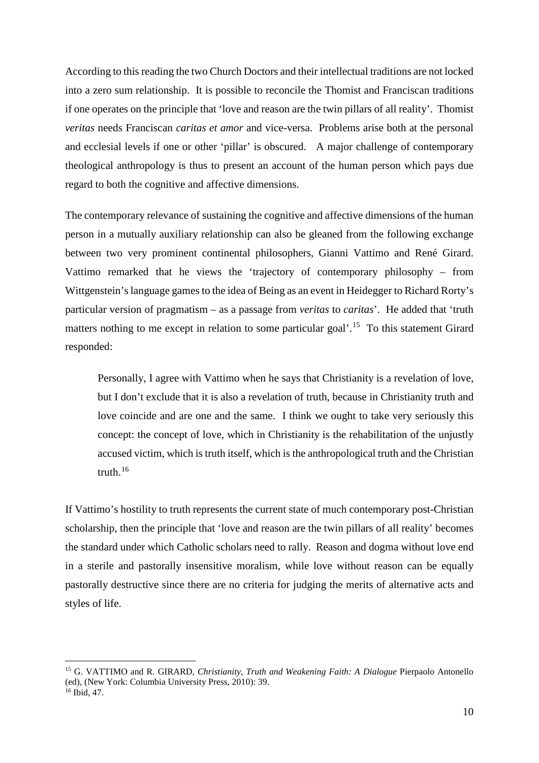According to this reading the two Church Doctors and their intellectual traditions are not locked into a zero sum relationship. It is possible to reconcile the Thomist and Franciscan traditions if one operates on the principle that 'love and reason are the twin pillars of all reality'. Thomist *veritas* needs Franciscan *caritas et amor* and vice-versa. Problems arise both at the personal and ecclesial levels if one or other 'pillar' is obscured. A major challenge of contemporary theological anthropology is thus to present an account of the human person which pays due regard to both the cognitive and affective dimensions.

The contemporary relevance of sustaining the cognitive and affective dimensions of the human person in a mutually auxiliary relationship can also be gleaned from the following exchange between two very prominent continental philosophers, Gianni Vattimo and René Girard. Vattimo remarked that he views the 'trajectory of contemporary philosophy – from Wittgenstein's language games to the idea of Being as an event in Heidegger to Richard Rorty's particular version of pragmatism – as a passage from *veritas* to *caritas*'. He added that 'truth matters nothing to me except in relation to some particular goal'.[15] To this statement Girard responded:

> Personally, I agree with Vattimo when he says that Christianity is a revelation of love, but I don't exclude that it is also a revelation of truth, because in Christianity truth and love coincide and are one and the same. I think we ought to take very seriously this concept: the concept of love, which in Christianity is the rehabilitation of the unjustly accused victim, which is truth itself, which is the anthropological truth and the Christian truth.[16]

If Vattimo's hostility to truth represents the current state of much contemporary post-Christian scholarship, then the principle that 'love and reason are the twin pillars of all reality' becomes the standard under which Catholic scholars need to rally. Reason and dogma without love end in a sterile and pastorally insensitive moralism, while love without reason can be equally pastorally destructive since there are no criteria for judging the merits of alternative acts and styles of life.

---

[15] G. VATTIMO and R. GIRARD, *Christianity, Truth and Weakening Faith: A Dialogue* Pierpaolo Antonello (ed), (New York: Columbia University Press, 2010): 39.

[16] Ibid, 47.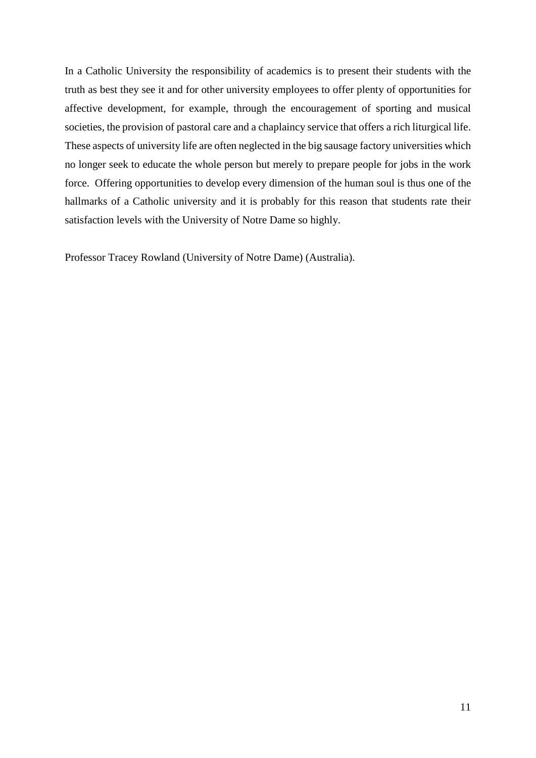In a Catholic University the responsibility of academics is to present their students with the truth as best they see it and for other university employees to offer plenty of opportunities for affective development, for example, through the encouragement of sporting and musical societies, the provision of pastoral care and a chaplaincy service that offers a rich liturgical life. These aspects of university life are often neglected in the big sausage factory universities which no longer seek to educate the whole person but merely to prepare people for jobs in the work force. Offering opportunities to develop every dimension of the human soul is thus one of the hallmarks of a Catholic university and it is probably for this reason that students rate their satisfaction levels with the University of Notre Dame so highly.

Professor Tracey Rowland (University of Notre Dame) (Australia).